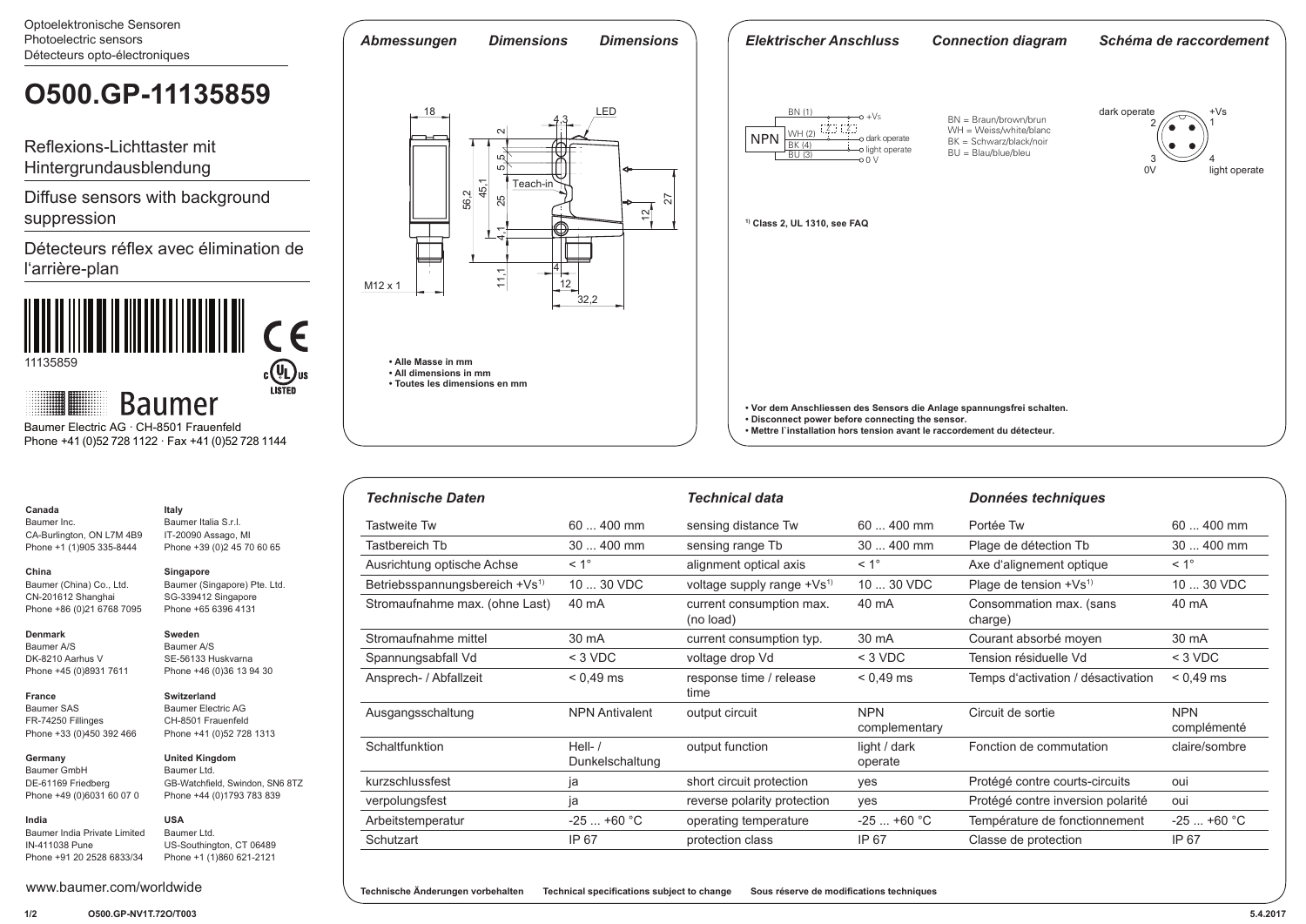Optoelektronische Sensoren
Photoelectric sensors
Détecteurs opto-électroniques

# O500.GP-11135859

Reflexions-Lichttaster mit Hintergrundausblendung

Diffuse sensors with background suppression

Détecteurs réflex avec élimination de l'arrière-plan

11135859

Baumer

Baumer Electric AG · CH-8501 Frauenfeld
Phone +41 (0)52 728 1122 · Fax +41 (0)52 728 1144

## Abmessungen / Dimensions / Dimensions

- Alle Masse in mm
- All dimensions in mm
- Toutes les dimensions en mm

## Elektrischer Anschluss / Connection diagram / Schéma de raccordement

NPN: BN (1) +Vs; WH (2) dark operate; BK (4) light operate; BU (3) 0 V

BN = Braun/brown/brun
WH = Weiss/white/blanc
BK = Schwarz/black/noir
BU = Blau/blue/bleu

dark operate 2, +Vs 1, 3 0V, 4 light operate

[1] Class 2, UL 1310, see FAQ

- Vor dem Anschliessen des Sensors die Anlage spannungsfrei schalten.
- Disconnect power before connecting the sensor.
- Mettre l`installation hors tension avant le raccordement du détecteur.

## Technische Daten / Technical data / Données techniques

| Technische Daten | | Technical data | | Données techniques | |
|---|---|---|---|---|---|
| Tastweite Tw | 60 ... 400 mm | sensing distance Tw | 60 ... 400 mm | Portée Tw | 60 ... 400 mm |
| Tastbereich Tb | 30 ... 400 mm | sensing range Tb | 30 ... 400 mm | Plage de détection Tb | 30 ... 400 mm |
| Ausrichtung optische Achse | < 1° | alignment optical axis | < 1° | Axe d'alignement optique | < 1° |
| Betriebsspannungsbereich +Vs[1] | 10 ... 30 VDC | voltage supply range +Vs[1] | 10 ... 30 VDC | Plage de tension +Vs[1] | 10 ... 30 VDC |
| Stromaufnahme max. (ohne Last) | 40 mA | current consumption max. (no load) | 40 mA | Consommation max. (sans charge) | 40 mA |
| Stromaufnahme mittel | 30 mA | current consumption typ. | 30 mA | Courant absorbé moyen | 30 mA |
| Spannungsabfall Vd | < 3 VDC | voltage drop Vd | < 3 VDC | Tension résiduelle Vd | < 3 VDC |
| Ansprech- / Abfallzeit | < 0,49 ms | response time / release time | < 0,49 ms | Temps d'activation / désactivation | < 0,49 ms |
| Ausgangsschaltung | NPN Antivalent | output circuit | NPN complementary | Circuit de sortie | NPN complémenté |
| Schaltfunktion | Hell- / Dunkelschaltung | output function | light / dark operate | Fonction de commutation | claire/sombre |
| kurzschlussfest | ja | short circuit protection | yes | Protégé contre courts-circuits | oui |
| verpolungsfest | ja | reverse polarity protection | yes | Protégé contre inversion polarité | oui |
| Arbeitstemperatur | -25 ... +60 °C | operating temperature | -25 ... +60 °C | Température de fonctionnement | -25 ... +60 °C |
| Schutzart | IP 67 | protection class | IP 67 | Classe de protection | IP 67 |

Technische Änderungen vorbehalten   Technical specifications subject to change   Sous réserve de modifications techniques

**Canada**
Baumer Inc.
CA-Burlington, ON L7M 4B9
Phone +1 (1)905 335-8444

**Italy**
Baumer Italia S.r.l.
IT-20090 Assago, MI
Phone +39 (0)2 45 70 60 65

**China**
Baumer (China) Co., Ltd.
CN-201612 Shanghai
Phone +86 (0)21 6768 7095

**Singapore**
Baumer (Singapore) Pte. Ltd.
SG-339412 Singapore
Phone +65 6396 4131

**Denmark**
Baumer A/S
DK-8210 Aarhus V
Phone +45 (0)8931 7611

**Sweden**
Baumer A/S
SE-56133 Huskvarna
Phone +46 (0)36 13 94 30

**France**
Baumer SAS
FR-74250 Fillinges
Phone +33 (0)450 392 466

**Switzerland**
Baumer Electric AG
CH-8501 Frauenfeld
Phone +41 (0)52 728 1313

**Germany**
Baumer GmbH
DE-61169 Friedberg
Phone +49 (0)6031 60 07 0

**United Kingdom**
Baumer Ltd.
GB-Watchfield, Swindon, SN6 8TZ
Phone +44 (0)1793 783 839

**India**
Baumer India Private Limited
IN-411038 Pune
Phone +91 20 2528 6833/34

**USA**
Baumer Ltd.
US-Southington, CT 06489
Phone +1 (1)860 621-2121

www.baumer.com/worldwide

O500.GP-NV1T.72O/T003   5.4.2017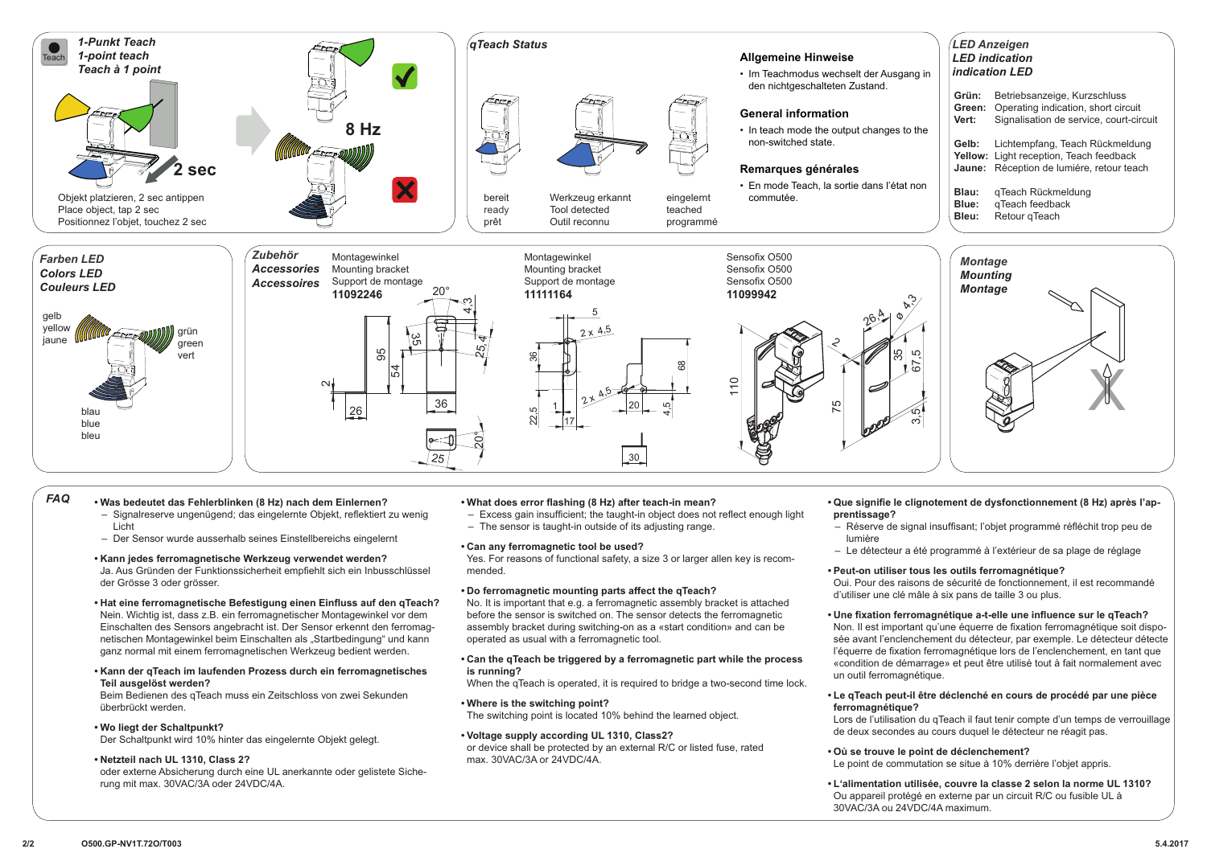## 1-Punkt Teach / 1-point teach / Teach à 1 point

Teach

2 sec

8 Hz

Objekt platzieren, 2 sec antippen
Place object, tap 2 sec
Positionnez l'objet, touchez 2 sec

## qTeach Status

bereit
ready
prêt

Werkzeug erkannt
Tool detected
Outil reconnu

eingelernt
teached
programmé

### Allgemeine Hinweise

- Im Teachmodus wechselt der Ausgang in den nichtgeschalteten Zustand.

### General information

- In teach mode the output changes to the non-switched state.

### Remarques générales

- En mode Teach, la sortie dans l'état non commutée.

## LED Anzeigen / LED indication / indication LED

**Grün:** Betriebsanzeige, Kurzschluss
**Green:** Operating indication, short circuit
**Vert:** Signalisation de service, court-circuit

**Gelb:** Lichtempfang, Teach Rückmeldung
**Yellow:** Light reception, Teach feedback
**Jaune:** Réception de lumière, retour teach

**Blau:** qTeach Rückmeldung
**Blue:** qTeach feedback
**Bleu:** Retour qTeach

## Farben LED / Colors LED / Couleurs LED

gelb
yellow
jaune

grün
green
vert

blau
blue
bleu

## Zubehör / Accessories / Accessoires

Montagewinkel
Mounting bracket
Support de montage
**11092246**

20°
4,3
35
25,4
95
54
2
26
36
20°
25

Montagewinkel
Mounting bracket
Support de montage
**11111164**

5
2 x 4,5
36
68
2 x 4,5
1
20
22,5
17
4,5
30

Sensofix O500
Sensofix O500
Sensofix O500
**11099942**

26,4
ø 4,3
2
35
67,5
110
75
3,5

## Montage / Mounting / Montage

## FAQ

**• Was bedeutet das Fehlerblinken (8 Hz) nach dem Einlernen?**
- Signalreserve ungenügend; das eingelernte Objekt, reflektiert zu wenig Licht
- Der Sensor wurde ausserhalb seines Einstellbereichs eingelernt

**• Kann jedes ferromagnetische Werkzeug verwendet werden?**
Ja. Aus Gründen der Funktionssicherheit empfiehlt sich ein Inbusschlüssel der Grösse 3 oder grösser.

**• Hat eine ferromagnetische Befestigung einen Einfluss auf den qTeach?**
Nein. Wichtig ist, dass z.B. ein ferromagnetischer Montagewinkel vor dem Einschalten des Sensors angebracht ist. Der Sensor erkennt den ferromagnetischen Montagewinkel beim Einschalten als „Startbedingung" und kann ganz normal mit einem ferromagnetischen Werkzeug bedient werden.

**• Kann der qTeach im laufenden Prozess durch ein ferromagnetisches Teil ausgelöst werden?**
Beim Bedienen des qTeach muss ein Zeitschloss von zwei Sekunden überbrückt werden.

**• Wo liegt der Schaltpunkt?**
Der Schaltpunkt wird 10% hinter das eingelernte Objekt gelegt.

**• Netzteil nach UL 1310, Class 2?**
oder externe Absicherung durch eine UL anerkannte oder gelistete Sicherung mit max. 30VAC/3A oder 24VDC/4A.

**• What does error flashing (8 Hz) after teach-in mean?**
- Excess gain insufficient; the taught-in object does not reflect enough light
- The sensor is taught-in outside of its adjusting range.

**• Can any ferromagnetic tool be used?**
Yes. For reasons of functional safety, a size 3 or larger allen key is recommended.

**• Do ferromagnetic mounting parts affect the qTeach?**
No. It is important that e.g. a ferromagnetic assembly bracket is attached before the sensor is switched on. The sensor detects the ferromagnetic assembly bracket during switching-on as a «start condition» and can be operated as usual with a ferromagnetic tool.

**• Can the qTeach be triggered by a ferromagnetic part while the process is running?**
When the qTeach is operated, it is required to bridge a two-second time lock.

**• Where is the switching point?**
The switching point is located 10% behind the learned object.

**• Voltage supply according UL 1310, Class2?**
or device shall be protected by an external R/C or listed fuse, rated max. 30VAC/3A or 24VDC/4A.

**• Que signifie le clignotement de dysfonctionnement (8 Hz) après l'apprentissage?**
- Réserve de signal insuffisant; l'objet programmé réfléchit trop peu de lumière
- Le détecteur a été programmé à l'extérieur de sa plage de réglage

**• Peut-on utiliser tous les outils ferromagnétique?**
Oui. Pour des raisons de sécurité de fonctionnement, il est recommandé d'utiliser une clé mâle à six pans de taille 3 ou plus.

**• Une fixation ferromagnétique a-t-elle une influence sur le qTeach?**
Non. Il est important qu'une équerre de fixation ferromagnétique soit disposée avant l'enclenchement du détecteur, par exemple. Le détecteur détecte l'équerre de fixation ferromagnétique lors de l'enclenchement, en tant que «condition de démarrage» et peut être utilisé tout à fait normalement avec un outil ferromagnétique.

**• Le qTeach peut-il être déclenché en cours de procédé par une pièce ferromagnétique?**
Lors de l'utilisation du qTeach il faut tenir compte d'un temps de verrouillage de deux secondes au cours duquel le détecteur ne réagit pas.

**• Où se trouve le point de déclenchement?**
Le point de commutation se situe à 10% derrière l'objet appris.

**• L'alimentation utilisée, couvre la classe 2 selon la norme UL 1310?**
Ou appareil protégé en externe par un circuit R/C ou fusible UL à 30VAC/3A ou 24VDC/4A maximum.

O500.GP-NV1T.72O/T003 5.4.2017